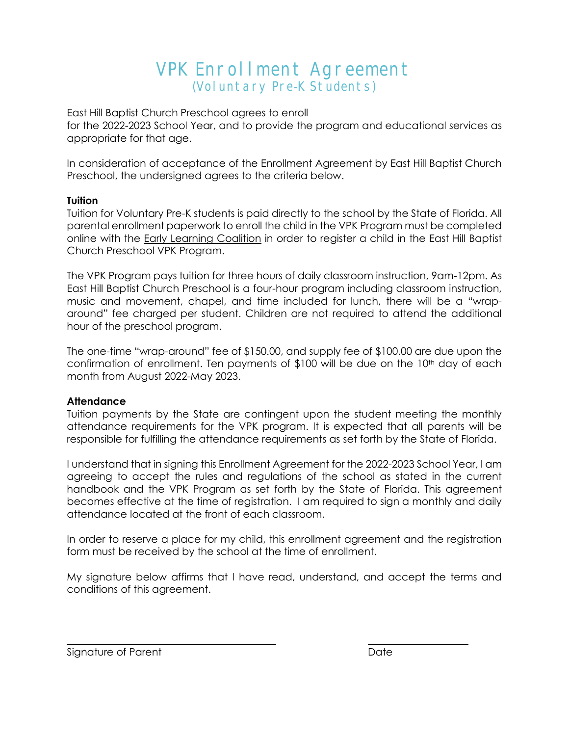# VPK Enrollment Agreement
## (Voluntary Pre-K Students)

East Hill Baptist Church Preschool agrees to enroll ______________________________ for the 2022-2023 School Year, and to provide the program and educational services as appropriate for that age.

In consideration of acceptance of the Enrollment Agreement by East Hill Baptist Church Preschool, the undersigned agrees to the criteria below.

**Tuition**

Tuition for Voluntary Pre-K students is paid directly to the school by the State of Florida. All parental enrollment paperwork to enroll the child in the VPK Program must be completed online with the Early Learning Coalition in order to register a child in the East Hill Baptist Church Preschool VPK Program.

The VPK Program pays tuition for three hours of daily classroom instruction, 9am-12pm. As East Hill Baptist Church Preschool is a four-hour program including classroom instruction, music and movement, chapel, and time included for lunch, there will be a "wrap-around" fee charged per student. Children are not required to attend the additional hour of the preschool program.

The one-time "wrap-around" fee of $150.00, and supply fee of $100.00 are due upon the confirmation of enrollment. Ten payments of $100 will be due on the 10th day of each month from August 2022-May 2023.

**Attendance**

Tuition payments by the State are contingent upon the student meeting the monthly attendance requirements for the VPK program. It is expected that all parents will be responsible for fulfilling the attendance requirements as set forth by the State of Florida.

I understand that in signing this Enrollment Agreement for the 2022-2023 School Year, I am agreeing to accept the rules and regulations of the school as stated in the current handbook and the VPK Program as set forth by the State of Florida. This agreement becomes effective at the time of registration. I am required to sign a monthly and daily attendance located at the front of each classroom.

In order to reserve a place for my child, this enrollment agreement and the registration form must be received by the school at the time of enrollment.

My signature below affirms that I have read, understand, and accept the terms and conditions of this agreement.

______________________________ ______________

Signature of Parent Date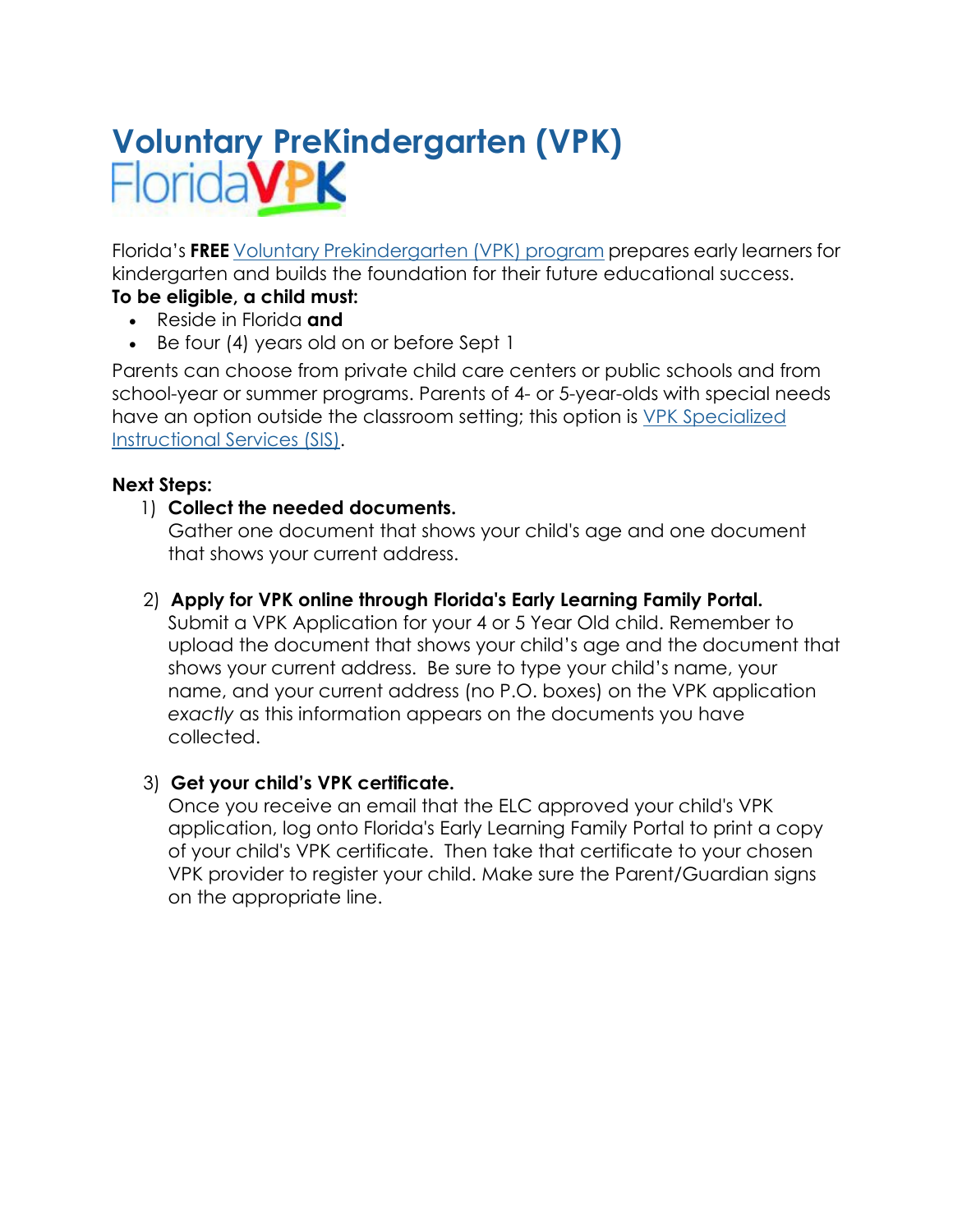# Voluntary PreKindergarten (VPK)

FloridaVPK

Florida's **FREE** Voluntary Prekindergarten (VPK) program prepares early learners for kindergarten and builds the foundation for their future educational success.

**To be eligible, a child must:**

- Reside in Florida **and**
- Be four (4) years old on or before Sept 1

Parents can choose from private child care centers or public schools and from school-year or summer programs. Parents of 4- or 5-year-olds with special needs have an option outside the classroom setting; this option is VPK Specialized Instructional Services (SIS).

**Next Steps:**

1) **Collect the needed documents.**
   Gather one document that shows your child's age and one document that shows your current address.

2) **Apply for VPK online through Florida's Early Learning Family Portal.**
   Submit a VPK Application for your 4 or 5 Year Old child. Remember to upload the document that shows your child's age and the document that shows your current address. Be sure to type your child's name, your name, and your current address (no P.O. boxes) on the VPK application *exactly* as this information appears on the documents you have collected.

3) **Get your child's VPK certificate.**
   Once you receive an email that the ELC approved your child's VPK application, log onto Florida's Early Learning Family Portal to print a copy of your child's VPK certificate. Then take that certificate to your chosen VPK provider to register your child. Make sure the Parent/Guardian signs on the appropriate line.